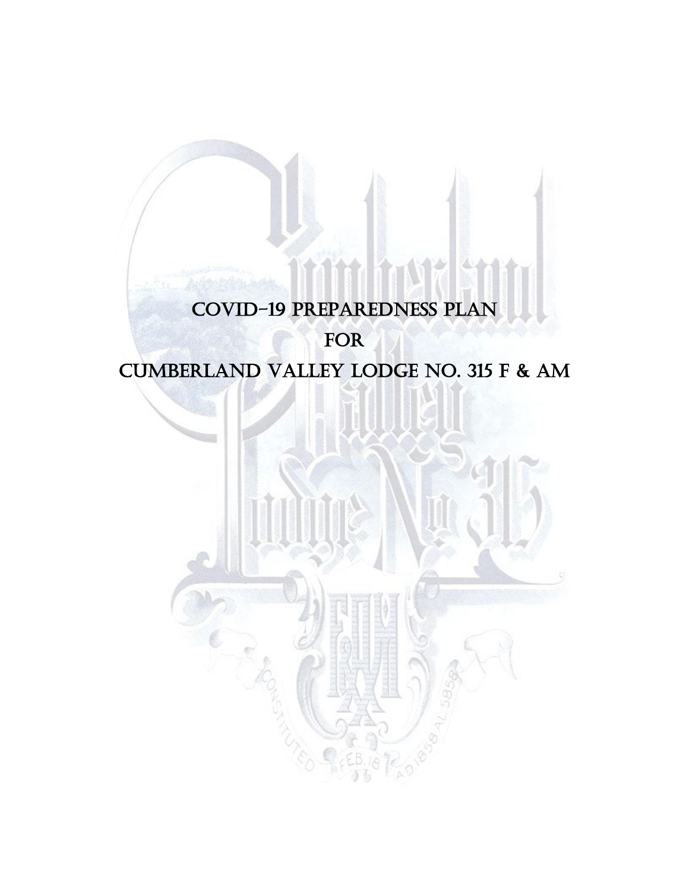# COVID-19 PREPAREDNESS PLAN

# FOR

# CUMBERLAND VALLEY LODGE NO. 315 F & AM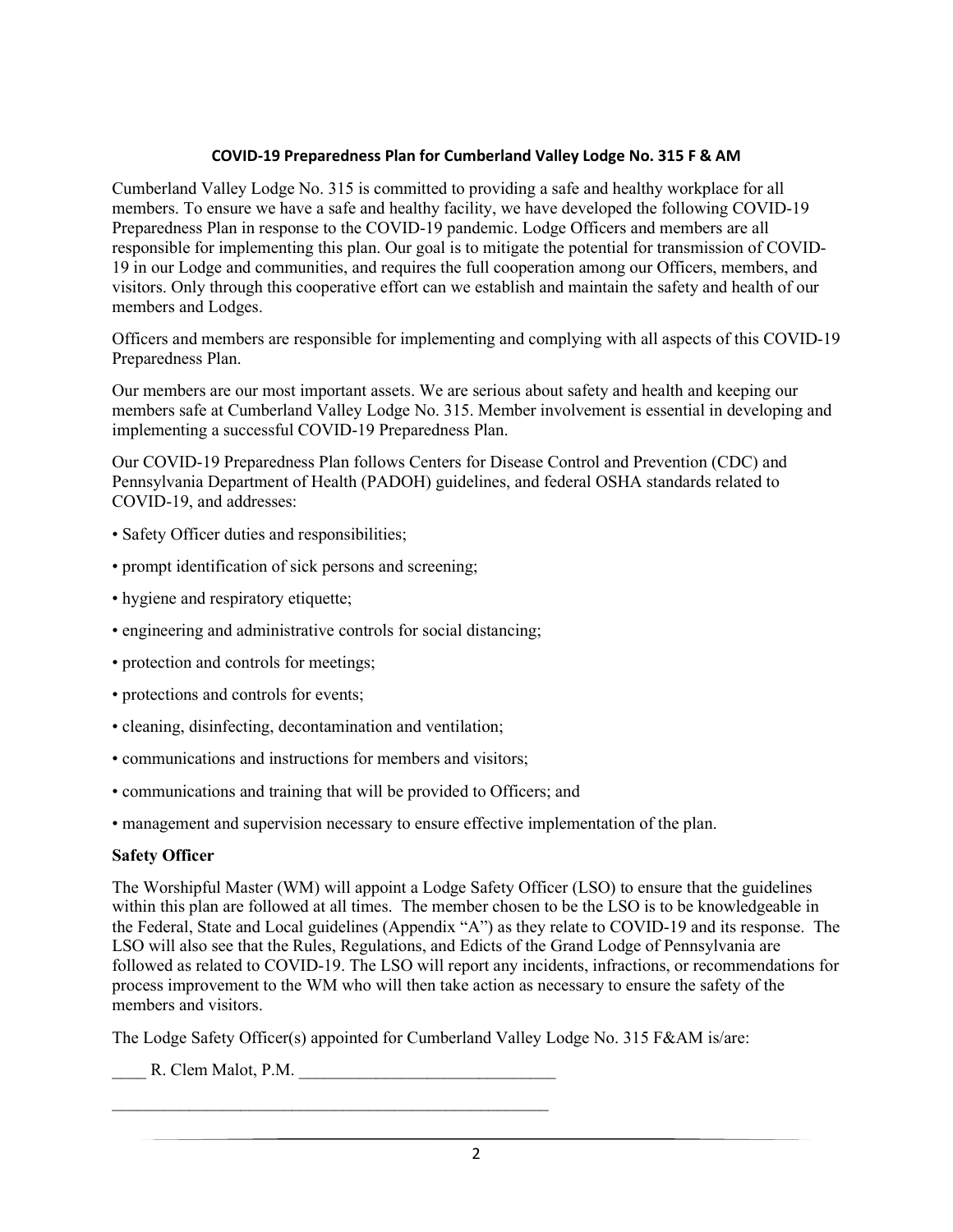## COVID-19 Preparedness Plan for Cumberland Valley Lodge No. 315 F & AM

Cumberland Valley Lodge No. 315 is committed to providing a safe and healthy workplace for all members. To ensure we have a safe and healthy facility, we have developed the following COVID-19 Preparedness Plan in response to the COVID-19 pandemic. Lodge Officers and members are all responsible for implementing this plan. Our goal is to mitigate the potential for transmission of COVID-19 in our Lodge and communities, and requires the full cooperation among our Officers, members, and visitors. Only through this cooperative effort can we establish and maintain the safety and health of our members and Lodges.

Officers and members are responsible for implementing and complying with all aspects of this COVID-19 Preparedness Plan.

Our members are our most important assets. We are serious about safety and health and keeping our members safe at Cumberland Valley Lodge No. 315. Member involvement is essential in developing and implementing a successful COVID-19 Preparedness Plan.

Our COVID-19 Preparedness Plan follows Centers for Disease Control and Prevention (CDC) and Pennsylvania Department of Health (PADOH) guidelines, and federal OSHA standards related to COVID-19, and addresses:

- Safety Officer duties and responsibilities;
- prompt identification of sick persons and screening;
- hygiene and respiratory etiquette;
- engineering and administrative controls for social distancing;
- protection and controls for meetings;
- protections and controls for events;
- cleaning, disinfecting, decontamination and ventilation;
- communications and instructions for members and visitors;
- communications and training that will be provided to Officers; and
- management and supervision necessary to ensure effective implementation of the plan.

**Safety Officer**

The Worshipful Master (WM) will appoint a Lodge Safety Officer (LSO) to ensure that the guidelines within this plan are followed at all times. The member chosen to be the LSO is to be knowledgeable in the Federal, State and Local guidelines (Appendix "A") as they relate to COVID-19 and its response. The LSO will also see that the Rules, Regulations, and Edicts of the Grand Lodge of Pennsylvania are followed as related to COVID-19. The LSO will report any incidents, infractions, or recommendations for process improvement to the WM who will then take action as necessary to ensure the safety of the members and visitors.

The Lodge Safety Officer(s) appointed for Cumberland Valley Lodge No. 315 F&AM is/are:

____ R. Clem Malot, P.M. ______________________________

____________________________________________________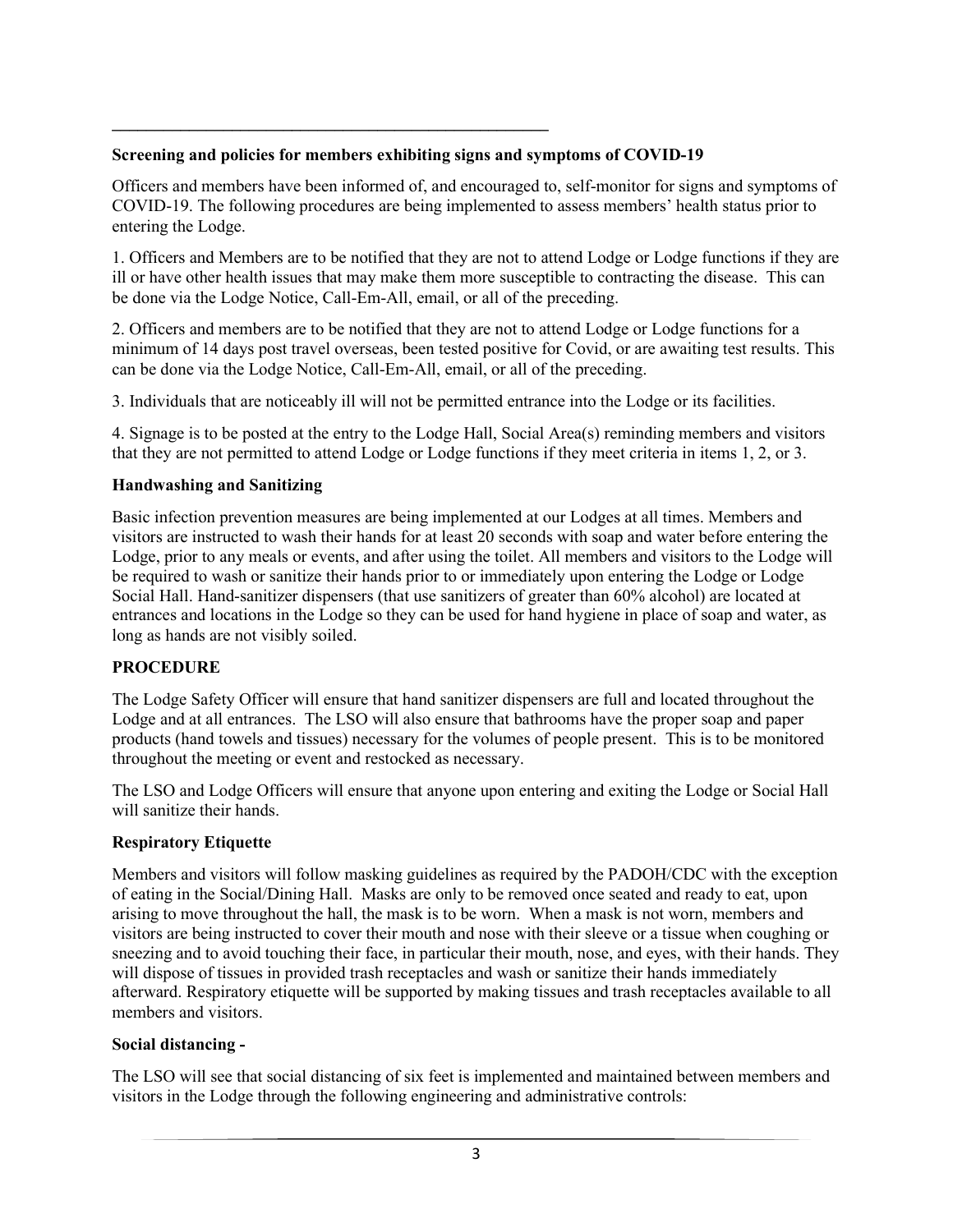---

**Screening and policies for members exhibiting signs and symptoms of COVID-19**

Officers and members have been informed of, and encouraged to, self-monitor for signs and symptoms of COVID-19. The following procedures are being implemented to assess members' health status prior to entering the Lodge.

1. Officers and Members are to be notified that they are not to attend Lodge or Lodge functions if they are ill or have other health issues that may make them more susceptible to contracting the disease. This can be done via the Lodge Notice, Call-Em-All, email, or all of the preceding.

2. Officers and members are to be notified that they are not to attend Lodge or Lodge functions for a minimum of 14 days post travel overseas, been tested positive for Covid, or are awaiting test results. This can be done via the Lodge Notice, Call-Em-All, email, or all of the preceding.

3. Individuals that are noticeably ill will not be permitted entrance into the Lodge or its facilities.

4. Signage is to be posted at the entry to the Lodge Hall, Social Area(s) reminding members and visitors that they are not permitted to attend Lodge or Lodge functions if they meet criteria in items 1, 2, or 3.

**Handwashing and Sanitizing**

Basic infection prevention measures are being implemented at our Lodges at all times. Members and visitors are instructed to wash their hands for at least 20 seconds with soap and water before entering the Lodge, prior to any meals or events, and after using the toilet. All members and visitors to the Lodge will be required to wash or sanitize their hands prior to or immediately upon entering the Lodge or Lodge Social Hall. Hand-sanitizer dispensers (that use sanitizers of greater than 60% alcohol) are located at entrances and locations in the Lodge so they can be used for hand hygiene in place of soap and water, as long as hands are not visibly soiled.

**PROCEDURE**

The Lodge Safety Officer will ensure that hand sanitizer dispensers are full and located throughout the Lodge and at all entrances. The LSO will also ensure that bathrooms have the proper soap and paper products (hand towels and tissues) necessary for the volumes of people present. This is to be monitored throughout the meeting or event and restocked as necessary.

The LSO and Lodge Officers will ensure that anyone upon entering and exiting the Lodge or Social Hall will sanitize their hands.

**Respiratory Etiquette**

Members and visitors will follow masking guidelines as required by the PADOH/CDC with the exception of eating in the Social/Dining Hall. Masks are only to be removed once seated and ready to eat, upon arising to move throughout the hall, the mask is to be worn. When a mask is not worn, members and visitors are being instructed to cover their mouth and nose with their sleeve or a tissue when coughing or sneezing and to avoid touching their face, in particular their mouth, nose, and eyes, with their hands. They will dispose of tissues in provided trash receptacles and wash or sanitize their hands immediately afterward. Respiratory etiquette will be supported by making tissues and trash receptacles available to all members and visitors.

**Social distancing -**

The LSO will see that social distancing of six feet is implemented and maintained between members and visitors in the Lodge through the following engineering and administrative controls: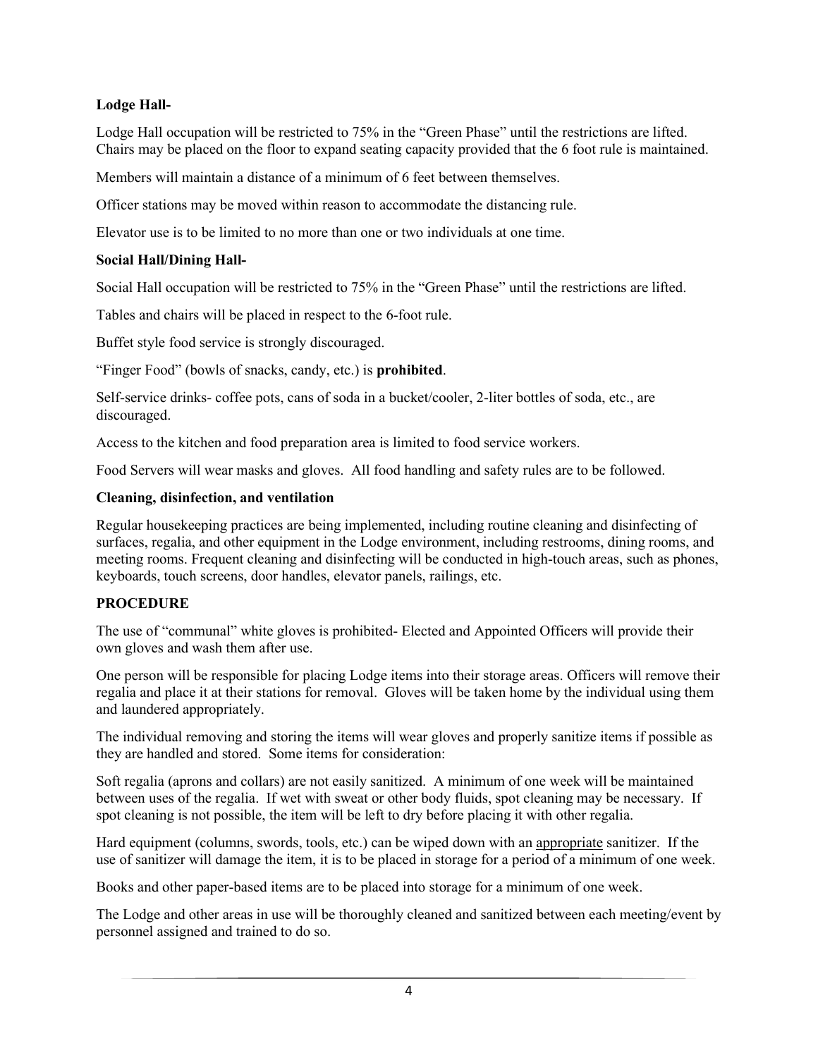**Lodge Hall-**

Lodge Hall occupation will be restricted to 75% in the "Green Phase" until the restrictions are lifted. Chairs may be placed on the floor to expand seating capacity provided that the 6 foot rule is maintained.

Members will maintain a distance of a minimum of 6 feet between themselves.

Officer stations may be moved within reason to accommodate the distancing rule.

Elevator use is to be limited to no more than one or two individuals at one time.

**Social Hall/Dining Hall-**

Social Hall occupation will be restricted to 75% in the "Green Phase" until the restrictions are lifted.

Tables and chairs will be placed in respect to the 6-foot rule.

Buffet style food service is strongly discouraged.

"Finger Food" (bowls of snacks, candy, etc.) is **prohibited**.

Self-service drinks- coffee pots, cans of soda in a bucket/cooler, 2-liter bottles of soda, etc., are discouraged.

Access to the kitchen and food preparation area is limited to food service workers.

Food Servers will wear masks and gloves. All food handling and safety rules are to be followed.

**Cleaning, disinfection, and ventilation**

Regular housekeeping practices are being implemented, including routine cleaning and disinfecting of surfaces, regalia, and other equipment in the Lodge environment, including restrooms, dining rooms, and meeting rooms. Frequent cleaning and disinfecting will be conducted in high-touch areas, such as phones, keyboards, touch screens, door handles, elevator panels, railings, etc.

**PROCEDURE**

The use of "communal" white gloves is prohibited- Elected and Appointed Officers will provide their own gloves and wash them after use.

One person will be responsible for placing Lodge items into their storage areas. Officers will remove their regalia and place it at their stations for removal. Gloves will be taken home by the individual using them and laundered appropriately.

The individual removing and storing the items will wear gloves and properly sanitize items if possible as they are handled and stored. Some items for consideration:

Soft regalia (aprons and collars) are not easily sanitized. A minimum of one week will be maintained between uses of the regalia. If wet with sweat or other body fluids, spot cleaning may be necessary. If spot cleaning is not possible, the item will be left to dry before placing it with other regalia.

Hard equipment (columns, swords, tools, etc.) can be wiped down with an appropriate sanitizer. If the use of sanitizer will damage the item, it is to be placed in storage for a period of a minimum of one week.

Books and other paper-based items are to be placed into storage for a minimum of one week.

The Lodge and other areas in use will be thoroughly cleaned and sanitized between each meeting/event by personnel assigned and trained to do so.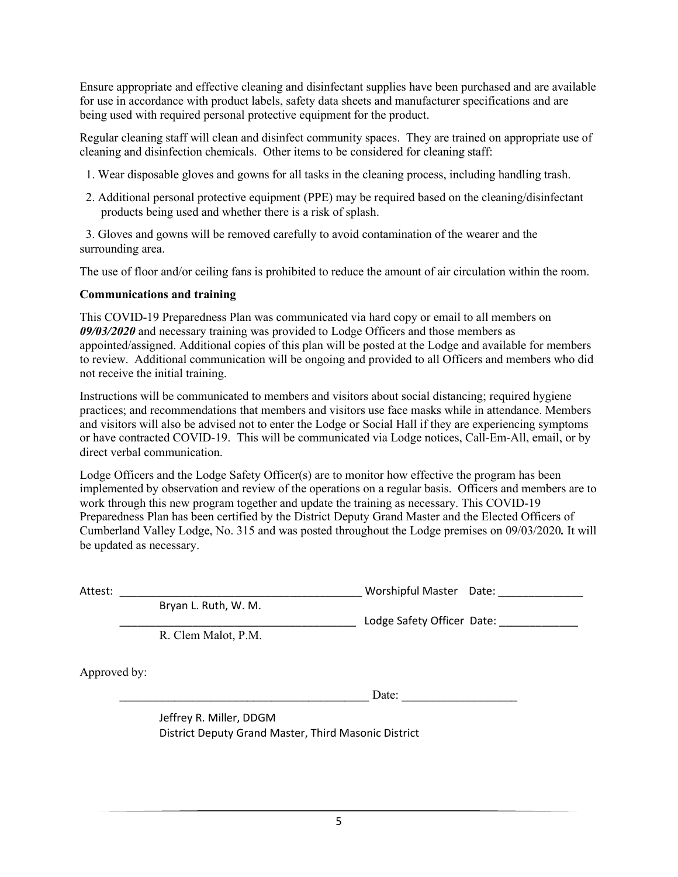Ensure appropriate and effective cleaning and disinfectant supplies have been purchased and are available for use in accordance with product labels, safety data sheets and manufacturer specifications and are being used with required personal protective equipment for the product.

Regular cleaning staff will clean and disinfect community spaces. They are trained on appropriate use of cleaning and disinfection chemicals. Other items to be considered for cleaning staff:

1. Wear disposable gloves and gowns for all tasks in the cleaning process, including handling trash.
2. Additional personal protective equipment (PPE) may be required based on the cleaning/disinfectant products being used and whether there is a risk of splash.
3. Gloves and gowns will be removed carefully to avoid contamination of the wearer and the surrounding area.

The use of floor and/or ceiling fans is prohibited to reduce the amount of air circulation within the room.

**Communications and training**

This COVID-19 Preparedness Plan was communicated via hard copy or email to all members on ***09/03/2020*** and necessary training was provided to Lodge Officers and those members as appointed/assigned. Additional copies of this plan will be posted at the Lodge and available for members to review. Additional communication will be ongoing and provided to all Officers and members who did not receive the initial training.

Instructions will be communicated to members and visitors about social distancing; required hygiene practices; and recommendations that members and visitors use face masks while in attendance. Members and visitors will also be advised not to enter the Lodge or Social Hall if they are experiencing symptoms or have contracted COVID-19. This will be communicated via Lodge notices, Call-Em-All, email, or by direct verbal communication.

Lodge Officers and the Lodge Safety Officer(s) are to monitor how effective the program has been implemented by observation and review of the operations on a regular basis. Officers and members are to work through this new program together and update the training as necessary. This COVID-19 Preparedness Plan has been certified by the District Deputy Grand Master and the Elected Officers of Cumberland Valley Lodge, No. 315 and was posted throughout the Lodge premises on 09/03/2020**.** It will be updated as necessary.

Attest: ________________________________________ Worshipful Master Date: ______________

Bryan L. Ruth, W. M.

________________________________________ Lodge Safety Officer Date: _____________

R. Clem Malot, P.M.

Approved by:

________________________________________ Date: ___________________

Jeffrey R. Miller, DDGM
District Deputy Grand Master, Third Masonic District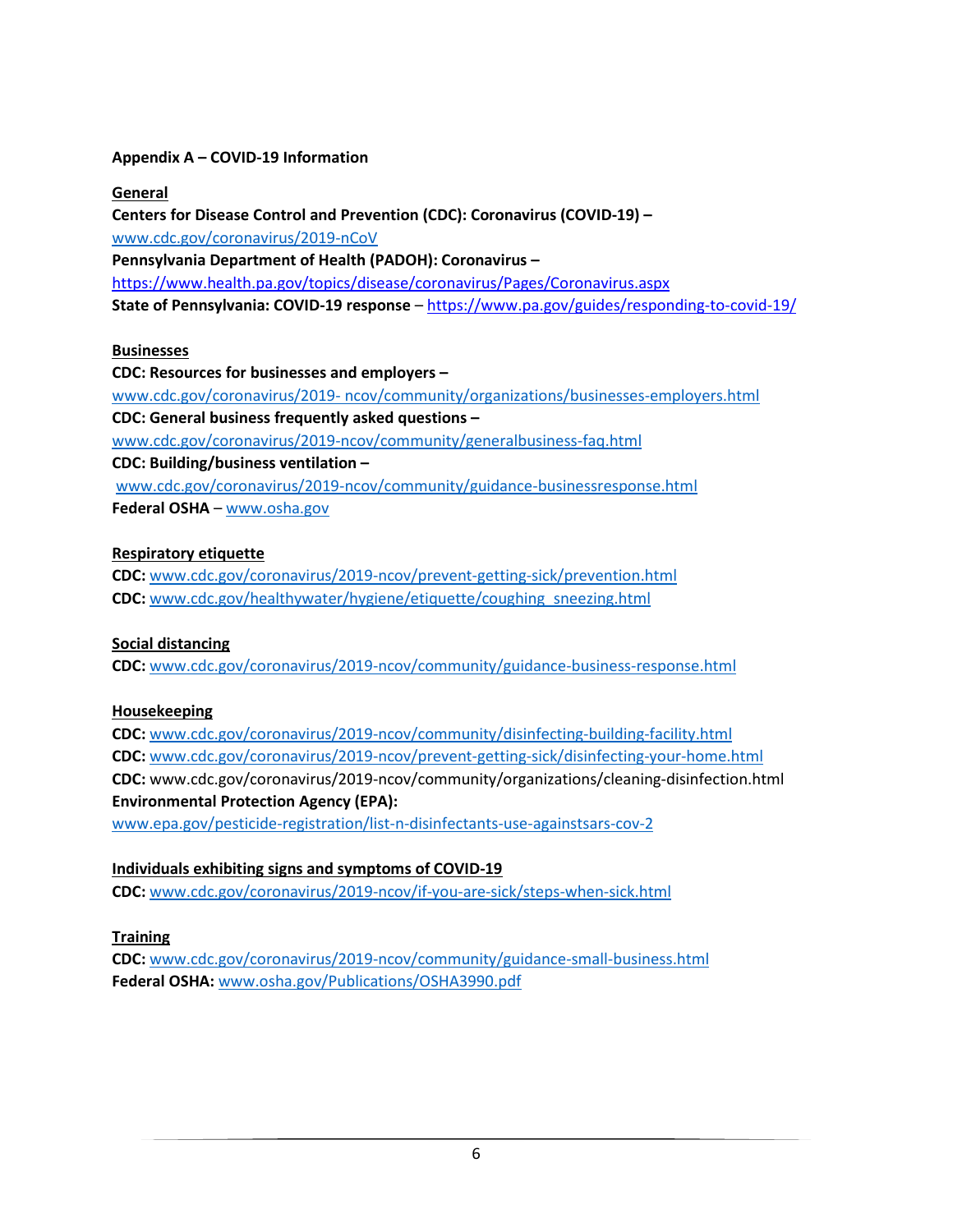**Appendix A – COVID-19 Information**

**General**

**Centers for Disease Control and Prevention (CDC): Coronavirus (COVID-19) –** www.cdc.gov/coronavirus/2019-nCoV

**Pennsylvania Department of Health (PADOH): Coronavirus –** https://www.health.pa.gov/topics/disease/coronavirus/Pages/Coronavirus.aspx

**State of Pennsylvania: COVID-19 response** – https://www.pa.gov/guides/responding-to-covid-19/

**Businesses**

**CDC: Resources for businesses and employers –** www.cdc.gov/coronavirus/2019- ncov/community/organizations/businesses-employers.html

**CDC: General business frequently asked questions –** www.cdc.gov/coronavirus/2019-ncov/community/generalbusiness-faq.html

**CDC: Building/business ventilation –** www.cdc.gov/coronavirus/2019-ncov/community/guidance-businessresponse.html

**Federal OSHA** – www.osha.gov

**Respiratory etiquette**

**CDC:** www.cdc.gov/coronavirus/2019-ncov/prevent-getting-sick/prevention.html

**CDC:** www.cdc.gov/healthywater/hygiene/etiquette/coughing_sneezing.html

**Social distancing**

**CDC:** www.cdc.gov/coronavirus/2019-ncov/community/guidance-business-response.html

**Housekeeping**

**CDC:** www.cdc.gov/coronavirus/2019-ncov/community/disinfecting-building-facility.html

**CDC:** www.cdc.gov/coronavirus/2019-ncov/prevent-getting-sick/disinfecting-your-home.html

**CDC:** www.cdc.gov/coronavirus/2019-ncov/community/organizations/cleaning-disinfection.html

**Environmental Protection Agency (EPA):** www.epa.gov/pesticide-registration/list-n-disinfectants-use-againstsars-cov-2

**Individuals exhibiting signs and symptoms of COVID-19**

**CDC:** www.cdc.gov/coronavirus/2019-ncov/if-you-are-sick/steps-when-sick.html

**Training**

**CDC:** www.cdc.gov/coronavirus/2019-ncov/community/guidance-small-business.html

**Federal OSHA:** www.osha.gov/Publications/OSHA3990.pdf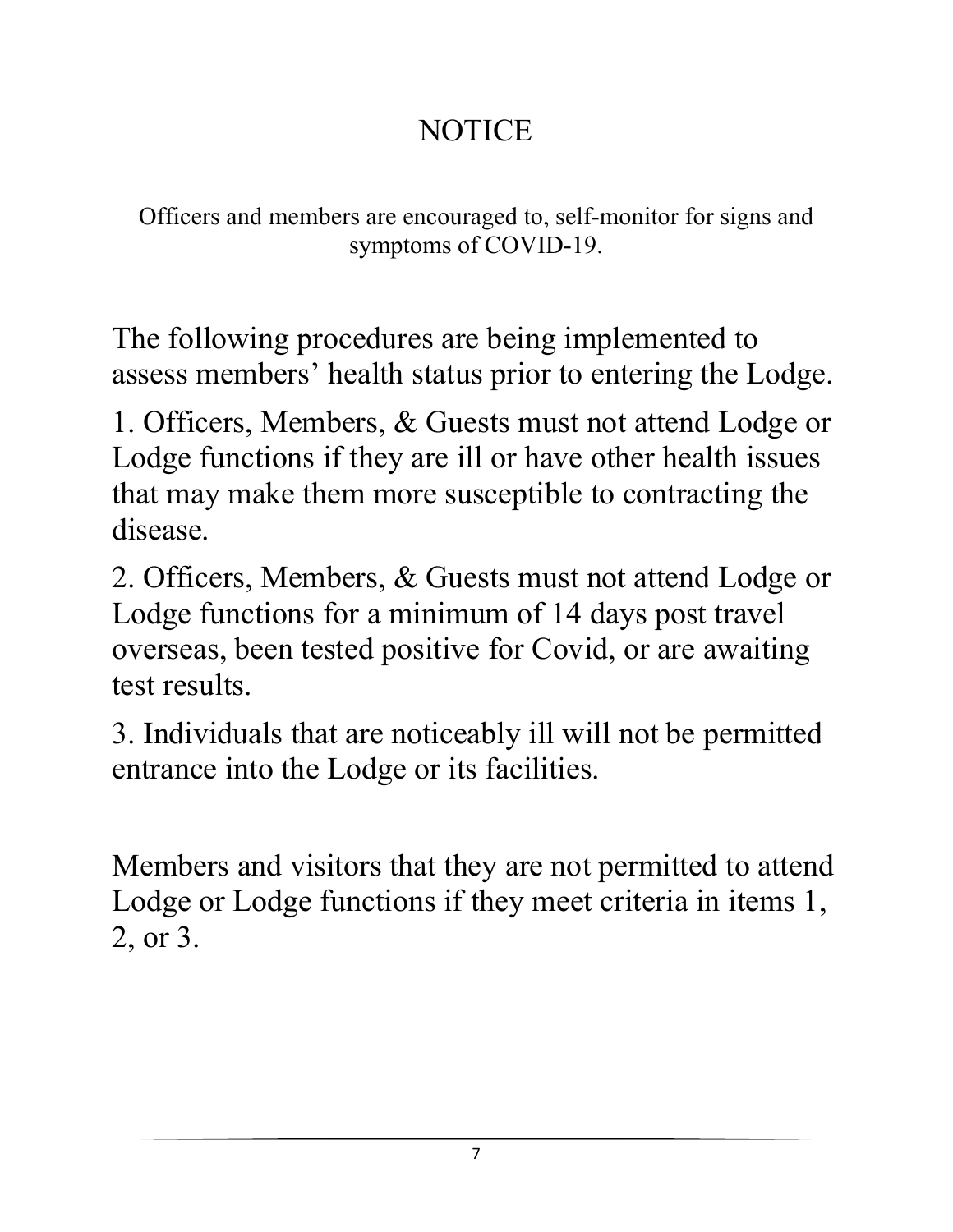# NOTICE

Officers and members are encouraged to, self-monitor for signs and symptoms of COVID-19.

The following procedures are being implemented to assess members' health status prior to entering the Lodge.

1. Officers, Members, & Guests must not attend Lodge or Lodge functions if they are ill or have other health issues that may make them more susceptible to contracting the disease.
2. Officers, Members, & Guests must not attend Lodge or Lodge functions for a minimum of 14 days post travel overseas, been tested positive for Covid, or are awaiting test results.
3. Individuals that are noticeably ill will not be permitted entrance into the Lodge or its facilities.

Members and visitors that they are not permitted to attend Lodge or Lodge functions if they meet criteria in items 1, 2, or 3.